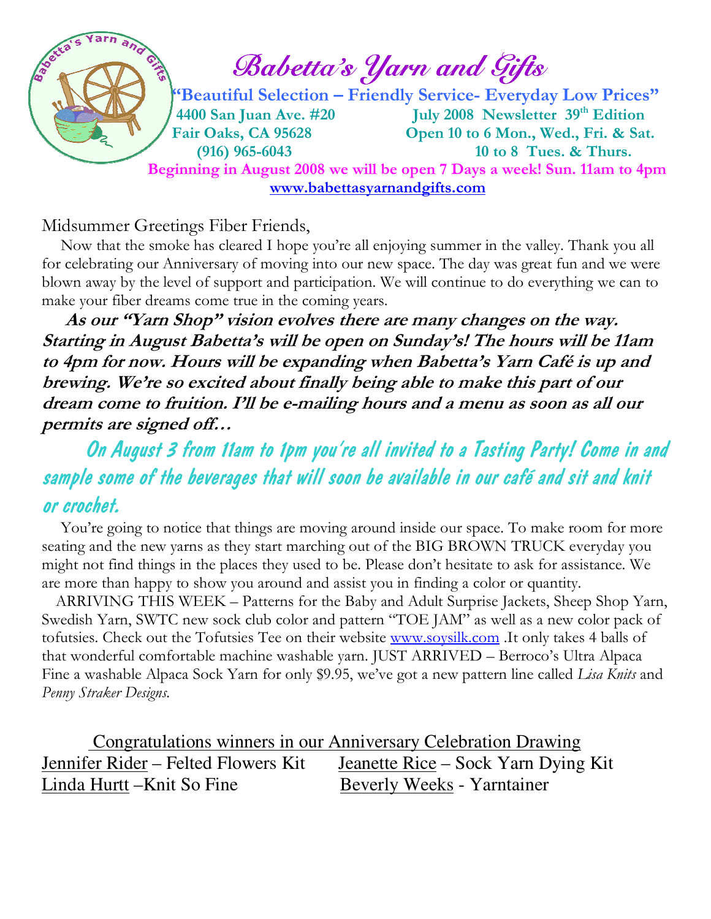# Babetta's Yarn and Gifts

**"Beautiful Selection – Friendly Service- Everyday Low Prices"**

**4400 San Juan Ave. #20**
**Fair Oaks, CA 95628**
**(916) 965-6043**

**July 2008 Newsletter 39th Edition**
**Open 10 to 6 Mon., Wed., Fri. & Sat.**
**10 to 8 Tues. & Thurs.**

**Beginning in August 2008 we will be open 7 Days a week! Sun. 11am to 4pm**

**www.babettasyarnandgifts.com**

Midsummer Greetings Fiber Friends,

Now that the smoke has cleared I hope you're all enjoying summer in the valley. Thank you all for celebrating our Anniversary of moving into our new space. The day was great fun and we were blown away by the level of support and participation. We will continue to do everything we can to make your fiber dreams come true in the coming years.

***As our "Yarn Shop" vision evolves there are many changes on the way. Starting in August Babetta's will be open on Sunday's! The hours will be 11am to 4pm for now. Hours will be expanding when Babetta's Yarn Café is up and brewing. We're so excited about finally being able to make this part of our dream come to fruition. I'll be e-mailing hours and a menu as soon as all our permits are signed off…***

**On August 3 from 11am to 1pm you're all invited to a Tasting Party! Come in and sample some of the beverages that will soon be available in our café and sit and knit or crochet.**

You're going to notice that things are moving around inside our space. To make room for more seating and the new yarns as they start marching out of the BIG BROWN TRUCK everyday you might not find things in the places they used to be. Please don't hesitate to ask for assistance. We are more than happy to show you around and assist you in finding a color or quantity.

ARRIVING THIS WEEK – Patterns for the Baby and Adult Surprise Jackets, Sheep Shop Yarn, Swedish Yarn, SWTC new sock club color and pattern "TOE JAM" as well as a new color pack of tofutsies. Check out the Tofutsies Tee on their website www.soysilk.com .It only takes 4 balls of that wonderful comfortable machine washable yarn. JUST ARRIVED – Berroco's Ultra Alpaca Fine a washable Alpaca Sock Yarn for only $9.95, we've got a new pattern line called *Lisa Knits* and *Penny Straker Designs*.

Congratulations winners in our Anniversary Celebration Drawing

Jennifer Rider – Felted Flowers Kit
Jeanette Rice – Sock Yarn Dying Kit
Linda Hurtt –Knit So Fine
Beverly Weeks - Yarntainer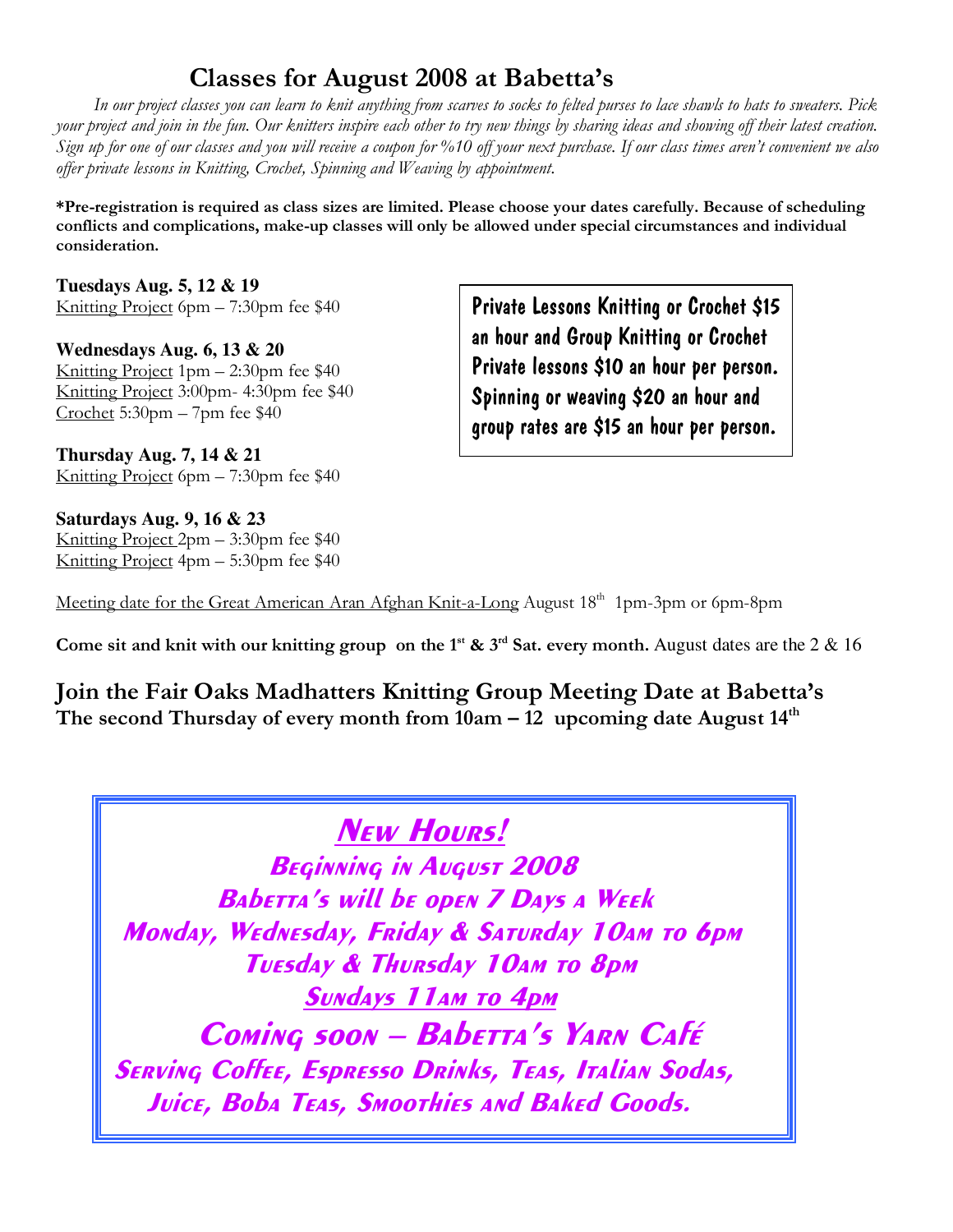# Classes for August 2008 at Babetta's

*In our project classes you can learn to knit anything from scarves to socks to felted purses to lace shawls to hats to sweaters. Pick your project and join in the fun. Our knitters inspire each other to try new things by sharing ideas and showing off their latest creation. Sign up for one of our classes and you will receive a coupon for %10 off your next purchase. If our class times aren't convenient we also offer private lessons in Knitting, Crochet, Spinning and Weaving by appointment.*

**\*Pre-registration is required as class sizes are limited. Please choose your dates carefully. Because of scheduling conflicts and complications, make-up classes will only be allowed under special circumstances and individual consideration.**

**Tuesdays Aug. 5, 12 & 19**
Knitting Project 6pm – 7:30pm fee $40

**Wednesdays Aug. 6, 13 & 20**
Knitting Project 1pm – 2:30pm fee $40
Knitting Project 3:00pm- 4:30pm fee $40
Crochet 5:30pm – 7pm fee $40

**Thursday Aug. 7, 14 & 21**
Knitting Project 6pm – 7:30pm fee $40

**Saturdays Aug. 9, 16 & 23**
Knitting Project 2pm – 3:30pm fee $40
Knitting Project 4pm – 5:30pm fee $40

Private Lessons Knitting or Crochet $15 an hour and Group Knitting or Crochet Private lessons $10 an hour per person. Spinning or weaving $20 an hour and group rates are $15 an hour per person.

Meeting date for the Great American Aran Afghan Knit-a-Long August 18th 1pm-3pm or 6pm-8pm

**Come sit and knit with our knitting group on the 1st & 3rd Sat. every month.** August dates are the 2 & 16

## Join the Fair Oaks Madhatters Knitting Group Meeting Date at Babetta's
**The second Thursday of every month from 10am – 12 upcoming date August 14th**

## New Hours!

**Beginning in August 2008**
**Babetta's will be open 7 Days a Week**
**Monday, Wednesday, Friday & Saturday 10am to 6pm**
**Tuesday & Thursday 10am to 8pm**
**Sundays 11am to 4pm**

## Coming soon – Babetta's Yarn Café

**Serving Coffee, Espresso Drinks, Teas, Italian Sodas, Juice, Boba Teas, Smoothies and Baked Goods.**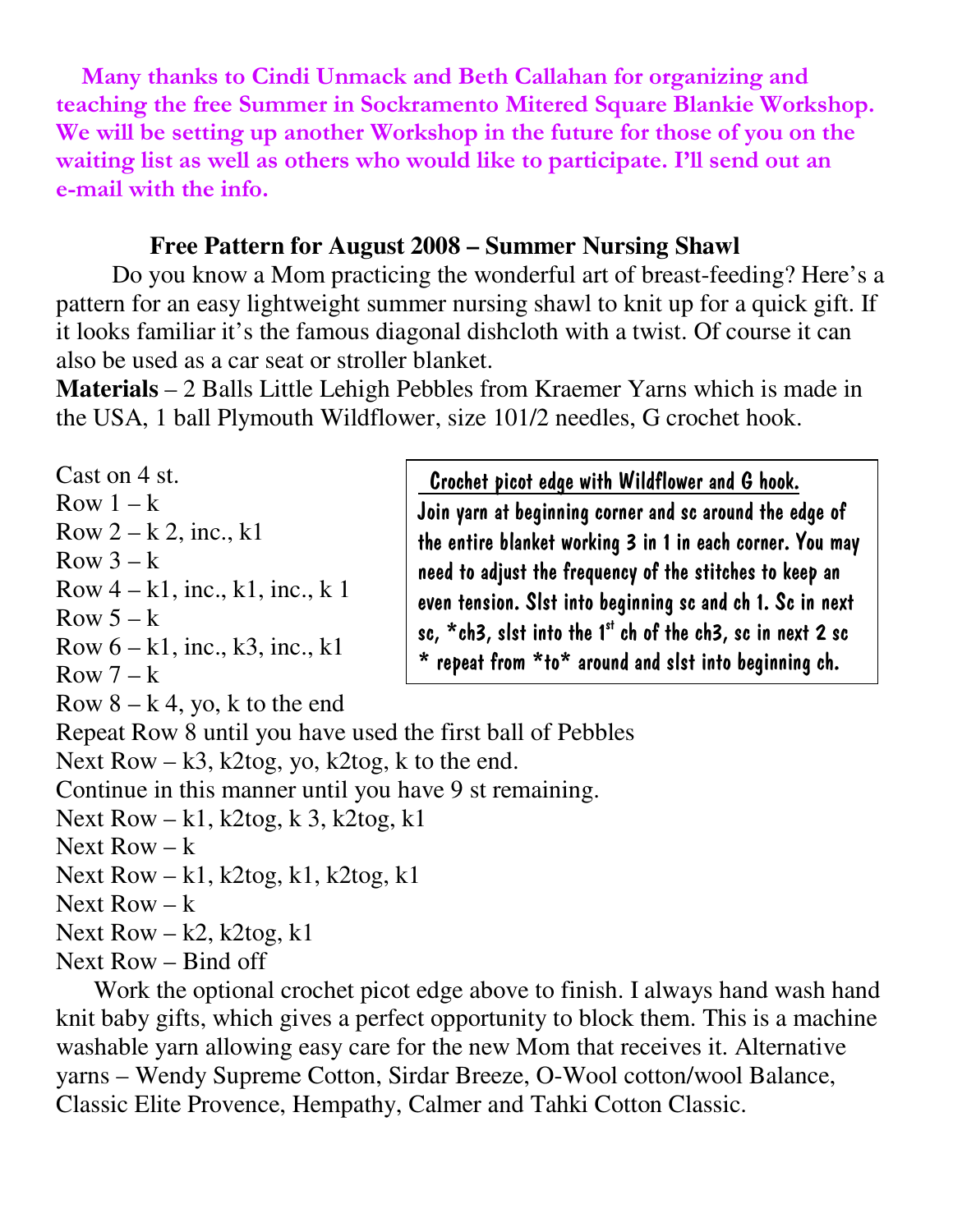**Many thanks to Cindi Unmack and Beth Callahan for organizing and teaching the free Summer in Sockramento Mitered Square Blankie Workshop. We will be setting up another Workshop in the future for those of you on the waiting list as well as others who would like to participate. I'll send out an e-mail with the info.**

### Free Pattern for August 2008 – Summer Nursing Shawl

Do you know a Mom practicing the wonderful art of breast-feeding? Here's a pattern for an easy lightweight summer nursing shawl to knit up for a quick gift. If it looks familiar it's the famous diagonal dishcloth with a twist. Of course it can also be used as a car seat or stroller blanket.

**Materials** – 2 Balls Little Lehigh Pebbles from Kraemer Yarns which is made in the USA, 1 ball Plymouth Wildflower, size 101/2 needles, G crochet hook.

Cast on 4 st.
Row 1 – k
Row 2 – k 2, inc., k1
Row 3 – k
Row 4 – k1, inc., k1, inc., k 1
Row 5 – k
Row 6 – k1, inc., k3, inc., k1
Row 7 – k
Row 8 – k 4, yo, k to the end
Repeat Row 8 until you have used the first ball of Pebbles
Next Row – k3, k2tog, yo, k2tog, k to the end.
Continue in this manner until you have 9 st remaining.
Next Row – k1, k2tog, k 3, k2tog, k1
Next Row – k
Next Row – k1, k2tog, k1, k2tog, k1
Next Row – k
Next Row – k2, k2tog, k1
Next Row – Bind off

Crochet picot edge with Wildflower and G hook.
Join yarn at beginning corner and sc around the edge of the entire blanket working 3 in 1 in each corner. You may need to adjust the frequency of the stitches to keep an even tension. Slst into beginning sc and ch 1. Sc in next sc, *ch3, slst into the 1st ch of the ch3, sc in next 2 sc * repeat from *to* around and slst into beginning ch.

Work the optional crochet picot edge above to finish. I always hand wash hand knit baby gifts, which gives a perfect opportunity to block them. This is a machine washable yarn allowing easy care for the new Mom that receives it. Alternative yarns – Wendy Supreme Cotton, Sirdar Breeze, O-Wool cotton/wool Balance, Classic Elite Provence, Hempathy, Calmer and Tahki Cotton Classic.